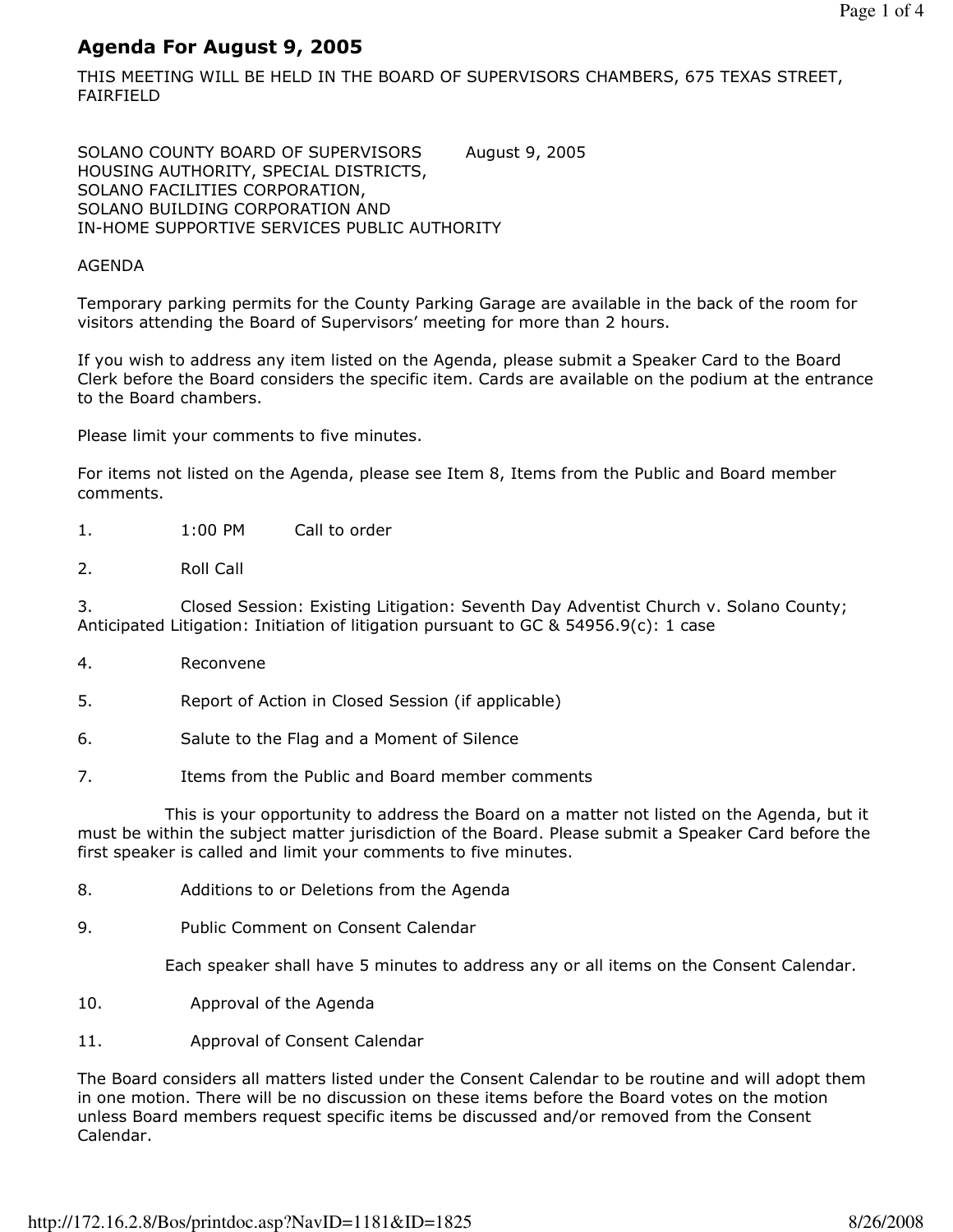# Agenda For August 9, 2005

THIS MEETING WILL BE HELD IN THE BOARD OF SUPERVISORS CHAMBERS, 675 TEXAS STREET, FAIRFIELD

SOLANO COUNTY BOARD OF SUPERVISORS August 9, 2005
HOUSING AUTHORITY, SPECIAL DISTRICTS,
SOLANO FACILITIES CORPORATION,
SOLANO BUILDING CORPORATION AND
IN-HOME SUPPORTIVE SERVICES PUBLIC AUTHORITY

AGENDA

Temporary parking permits for the County Parking Garage are available in the back of the room for visitors attending the Board of Supervisors' meeting for more than 2 hours.

If you wish to address any item listed on the Agenda, please submit a Speaker Card to the Board Clerk before the Board considers the specific item. Cards are available on the podium at the entrance to the Board chambers.

Please limit your comments to five minutes.

For items not listed on the Agenda, please see Item 8, Items from the Public and Board member comments.

1. 1:00 PM Call to order

2. Roll Call

3. Closed Session: Existing Litigation: Seventh Day Adventist Church v. Solano County; Anticipated Litigation: Initiation of litigation pursuant to GC & 54956.9(c): 1 case

4. Reconvene

5. Report of Action in Closed Session (if applicable)

6. Salute to the Flag and a Moment of Silence

7. Items from the Public and Board member comments

   This is your opportunity to address the Board on a matter not listed on the Agenda, but it must be within the subject matter jurisdiction of the Board. Please submit a Speaker Card before the first speaker is called and limit your comments to five minutes.

8. Additions to or Deletions from the Agenda

9. Public Comment on Consent Calendar

   Each speaker shall have 5 minutes to address any or all items on the Consent Calendar.

10. Approval of the Agenda

11. Approval of Consent Calendar

The Board considers all matters listed under the Consent Calendar to be routine and will adopt them in one motion. There will be no discussion on these items before the Board votes on the motion unless Board members request specific items be discussed and/or removed from the Consent Calendar.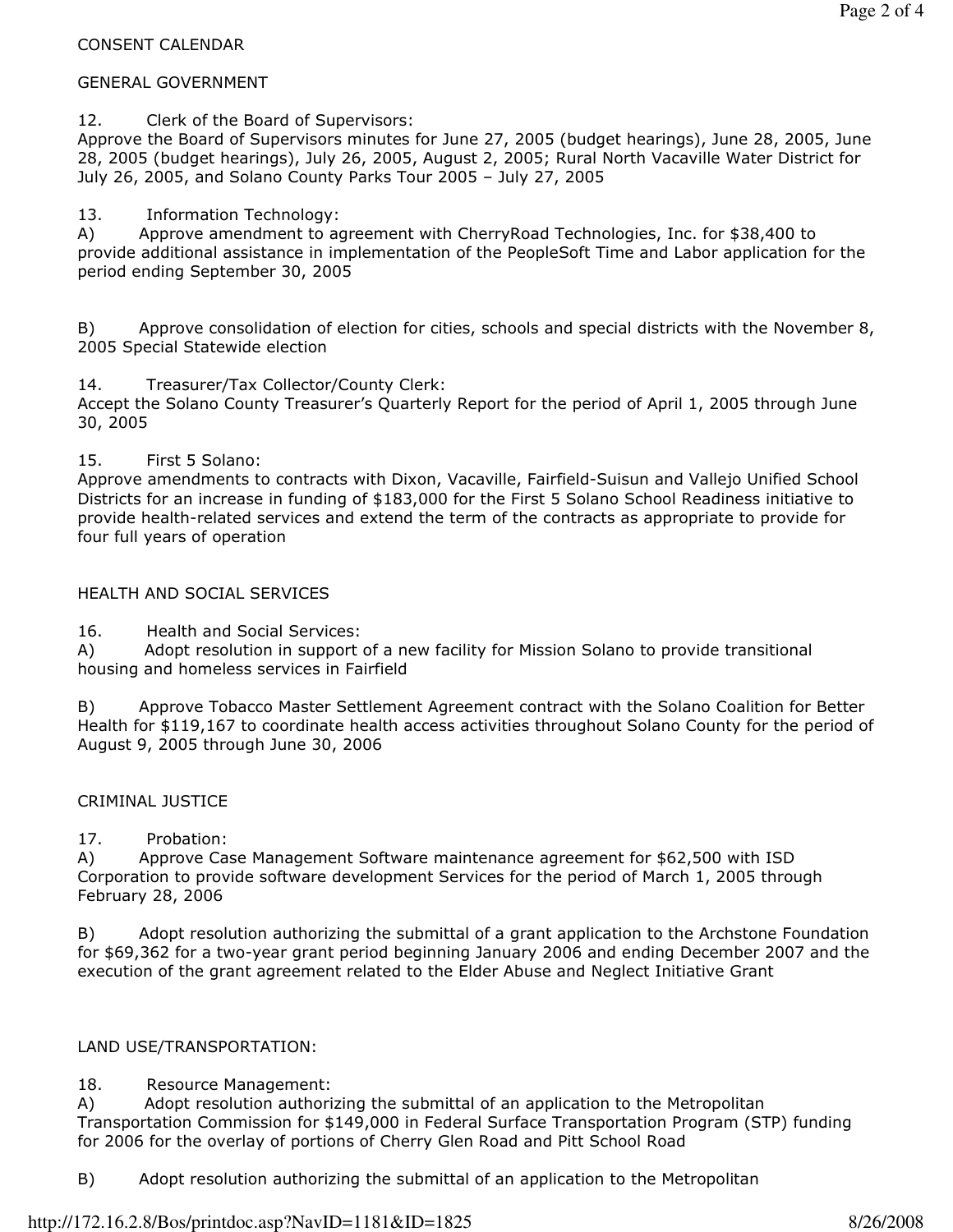CONSENT CALENDAR

GENERAL GOVERNMENT

12. Clerk of the Board of Supervisors:
Approve the Board of Supervisors minutes for June 27, 2005 (budget hearings), June 28, 2005, June 28, 2005 (budget hearings), July 26, 2005, August 2, 2005; Rural North Vacaville Water District for July 26, 2005, and Solano County Parks Tour 2005 – July 27, 2005

13. Information Technology:
A) Approve amendment to agreement with CherryRoad Technologies, Inc. for $38,400 to provide additional assistance in implementation of the PeopleSoft Time and Labor application for the period ending September 30, 2005

B) Approve consolidation of election for cities, schools and special districts with the November 8, 2005 Special Statewide election

14. Treasurer/Tax Collector/County Clerk:
Accept the Solano County Treasurer's Quarterly Report for the period of April 1, 2005 through June 30, 2005

15. First 5 Solano:
Approve amendments to contracts with Dixon, Vacaville, Fairfield-Suisun and Vallejo Unified School Districts for an increase in funding of $183,000 for the First 5 Solano School Readiness initiative to provide health-related services and extend the term of the contracts as appropriate to provide for four full years of operation

HEALTH AND SOCIAL SERVICES

16. Health and Social Services:
A) Adopt resolution in support of a new facility for Mission Solano to provide transitional housing and homeless services in Fairfield

B) Approve Tobacco Master Settlement Agreement contract with the Solano Coalition for Better Health for $119,167 to coordinate health access activities throughout Solano County for the period of August 9, 2005 through June 30, 2006

CRIMINAL JUSTICE

17. Probation:
A) Approve Case Management Software maintenance agreement for $62,500 with ISD Corporation to provide software development Services for the period of March 1, 2005 through February 28, 2006

B) Adopt resolution authorizing the submittal of a grant application to the Archstone Foundation for $69,362 for a two-year grant period beginning January 2006 and ending December 2007 and the execution of the grant agreement related to the Elder Abuse and Neglect Initiative Grant

LAND USE/TRANSPORTATION:

18. Resource Management:
A) Adopt resolution authorizing the submittal of an application to the Metropolitan Transportation Commission for $149,000 in Federal Surface Transportation Program (STP) funding for 2006 for the overlay of portions of Cherry Glen Road and Pitt School Road

B) Adopt resolution authorizing the submittal of an application to the Metropolitan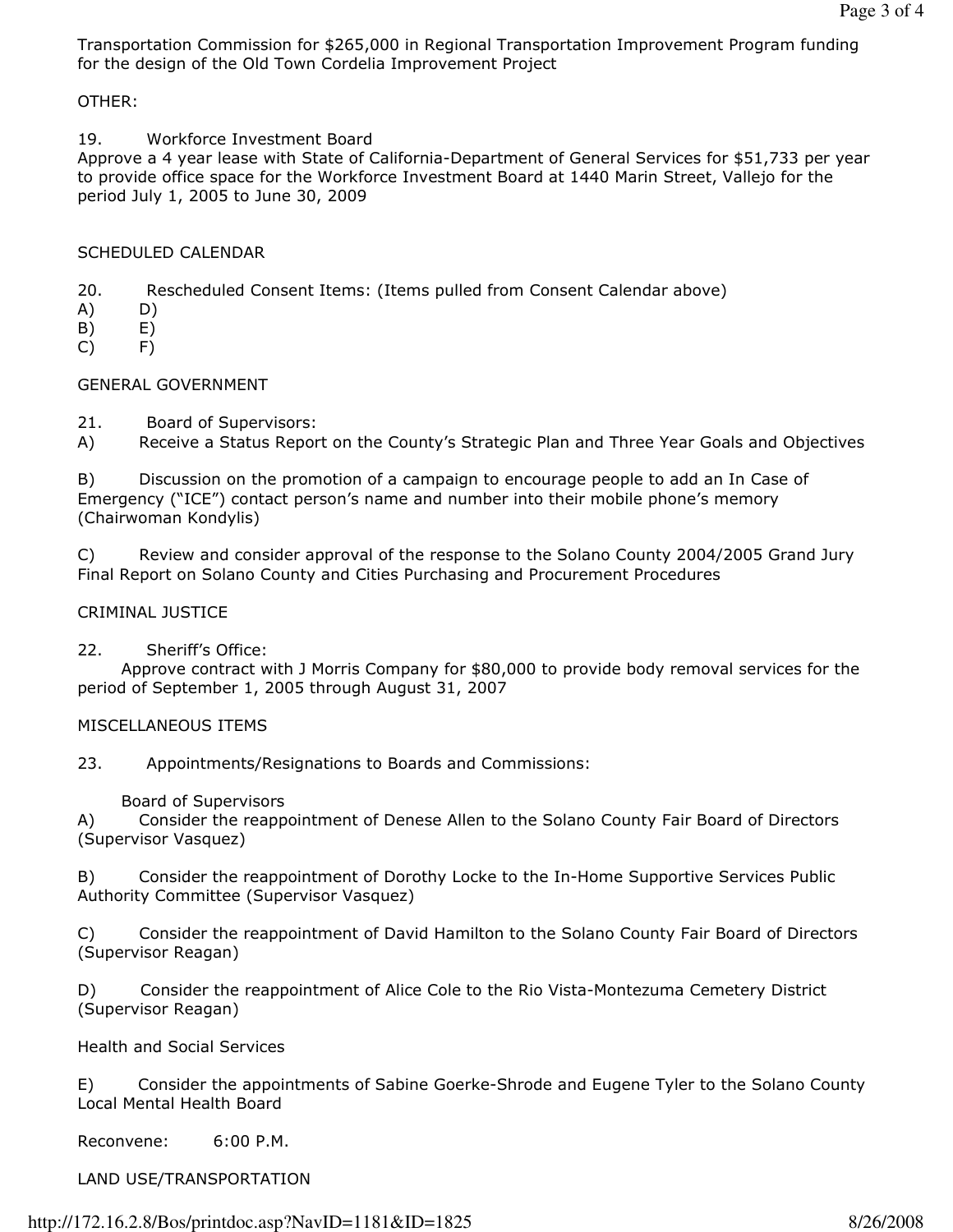Transportation Commission for $265,000 in Regional Transportation Improvement Program funding for the design of the Old Town Cordelia Improvement Project

OTHER:

19. Workforce Investment Board
Approve a 4 year lease with State of California-Department of General Services for $51,733 per year to provide office space for the Workforce Investment Board at 1440 Marin Street, Vallejo for the period July 1, 2005 to June 30, 2009

SCHEDULED CALENDAR

20. Rescheduled Consent Items: (Items pulled from Consent Calendar above)

A) D)
B) E)
C) F)

GENERAL GOVERNMENT

21. Board of Supervisors:

A) Receive a Status Report on the County's Strategic Plan and Three Year Goals and Objectives

B) Discussion on the promotion of a campaign to encourage people to add an In Case of Emergency ("ICE") contact person's name and number into their mobile phone's memory (Chairwoman Kondylis)

C) Review and consider approval of the response to the Solano County 2004/2005 Grand Jury Final Report on Solano County and Cities Purchasing and Procurement Procedures

CRIMINAL JUSTICE

22. Sheriff's Office:
Approve contract with J Morris Company for $80,000 to provide body removal services for the period of September 1, 2005 through August 31, 2007

MISCELLANEOUS ITEMS

23. Appointments/Resignations to Boards and Commissions:

Board of Supervisors

A) Consider the reappointment of Denese Allen to the Solano County Fair Board of Directors (Supervisor Vasquez)

B) Consider the reappointment of Dorothy Locke to the In-Home Supportive Services Public Authority Committee (Supervisor Vasquez)

C) Consider the reappointment of David Hamilton to the Solano County Fair Board of Directors (Supervisor Reagan)

D) Consider the reappointment of Alice Cole to the Rio Vista-Montezuma Cemetery District (Supervisor Reagan)

Health and Social Services

E) Consider the appointments of Sabine Goerke-Shrode and Eugene Tyler to the Solano County Local Mental Health Board

Reconvene: 6:00 P.M.

LAND USE/TRANSPORTATION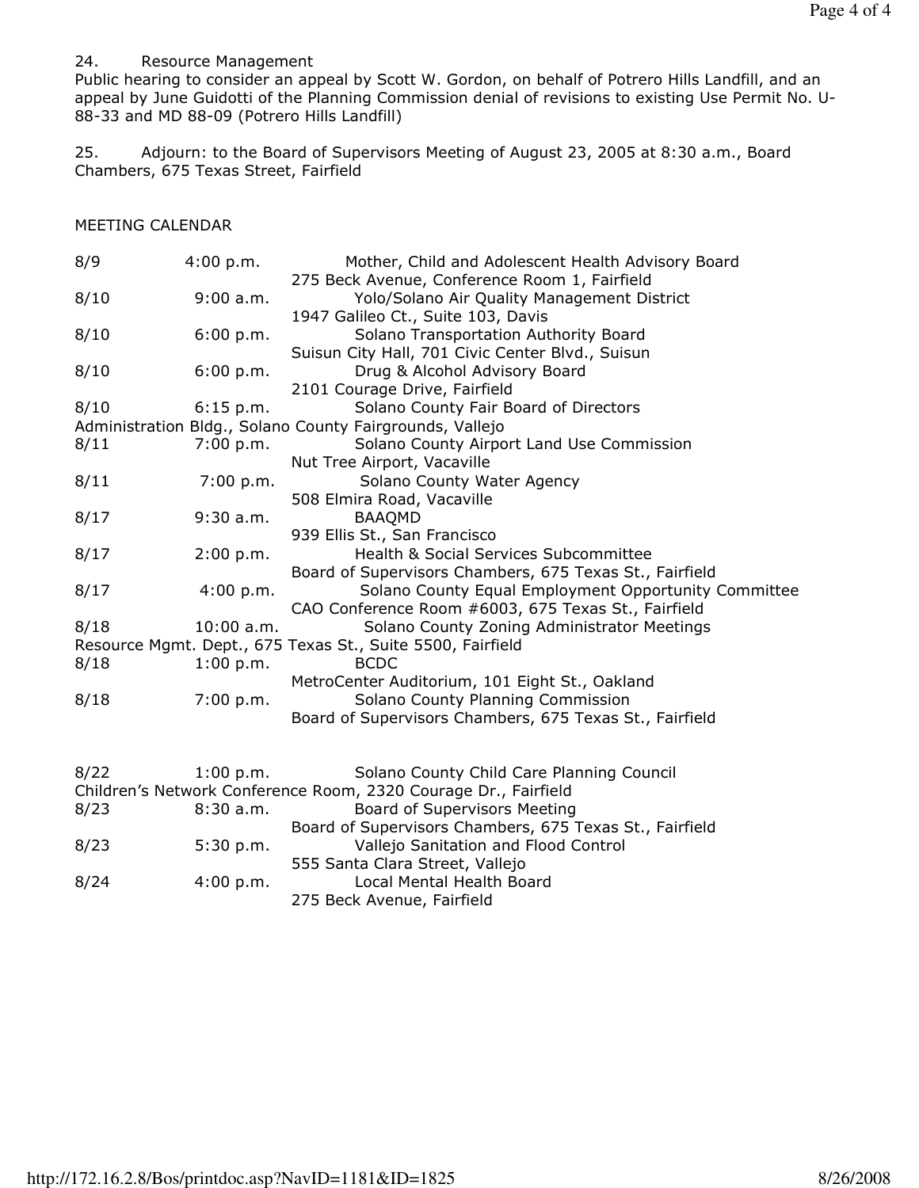24. Resource Management

Public hearing to consider an appeal by Scott W. Gordon, on behalf of Potrero Hills Landfill, and an appeal by June Guidotti of the Planning Commission denial of revisions to existing Use Permit No. U-88-33 and MD 88-09 (Potrero Hills Landfill)

25. Adjourn: to the Board of Supervisors Meeting of August 23, 2005 at 8:30 a.m., Board Chambers, 675 Texas Street, Fairfield

MEETING CALENDAR

| | | |
|---|---|---|
| 8/9 | 4:00 p.m. | Mother, Child and Adolescent Health Advisory Board<br>275 Beck Avenue, Conference Room 1, Fairfield |
| 8/10 | 9:00 a.m. | Yolo/Solano Air Quality Management District<br>1947 Galileo Ct., Suite 103, Davis |
| 8/10 | 6:00 p.m. | Solano Transportation Authority Board<br>Suisun City Hall, 701 Civic Center Blvd., Suisun |
| 8/10 | 6:00 p.m. | Drug & Alcohol Advisory Board<br>2101 Courage Drive, Fairfield |
| 8/10 | 6:15 p.m. | Solano County Fair Board of Directors<br>Administration Bldg., Solano County Fairgrounds, Vallejo |
| 8/11 | 7:00 p.m. | Solano County Airport Land Use Commission<br>Nut Tree Airport, Vacaville |
| 8/11 | 7:00 p.m. | Solano County Water Agency<br>508 Elmira Road, Vacaville |
| 8/17 | 9:30 a.m. | BAAQMD<br>939 Ellis St., San Francisco |
| 8/17 | 2:00 p.m. | Health & Social Services Subcommittee<br>Board of Supervisors Chambers, 675 Texas St., Fairfield |
| 8/17 | 4:00 p.m. | Solano County Equal Employment Opportunity Committee<br>CAO Conference Room #6003, 675 Texas St., Fairfield |
| 8/18 | 10:00 a.m. | Solano County Zoning Administrator Meetings<br>Resource Mgmt. Dept., 675 Texas St., Suite 5500, Fairfield |
| 8/18 | 1:00 p.m. | BCDC<br>MetroCenter Auditorium, 101 Eight St., Oakland |
| 8/18 | 7:00 p.m. | Solano County Planning Commission<br>Board of Supervisors Chambers, 675 Texas St., Fairfield |
| 8/22 | 1:00 p.m. | Solano County Child Care Planning Council<br>Children's Network Conference Room, 2320 Courage Dr., Fairfield |
| 8/23 | 8:30 a.m. | Board of Supervisors Meeting<br>Board of Supervisors Chambers, 675 Texas St., Fairfield |
| 8/23 | 5:30 p.m. | Vallejo Sanitation and Flood Control<br>555 Santa Clara Street, Vallejo |
| 8/24 | 4:00 p.m. | Local Mental Health Board<br>275 Beck Avenue, Fairfield |